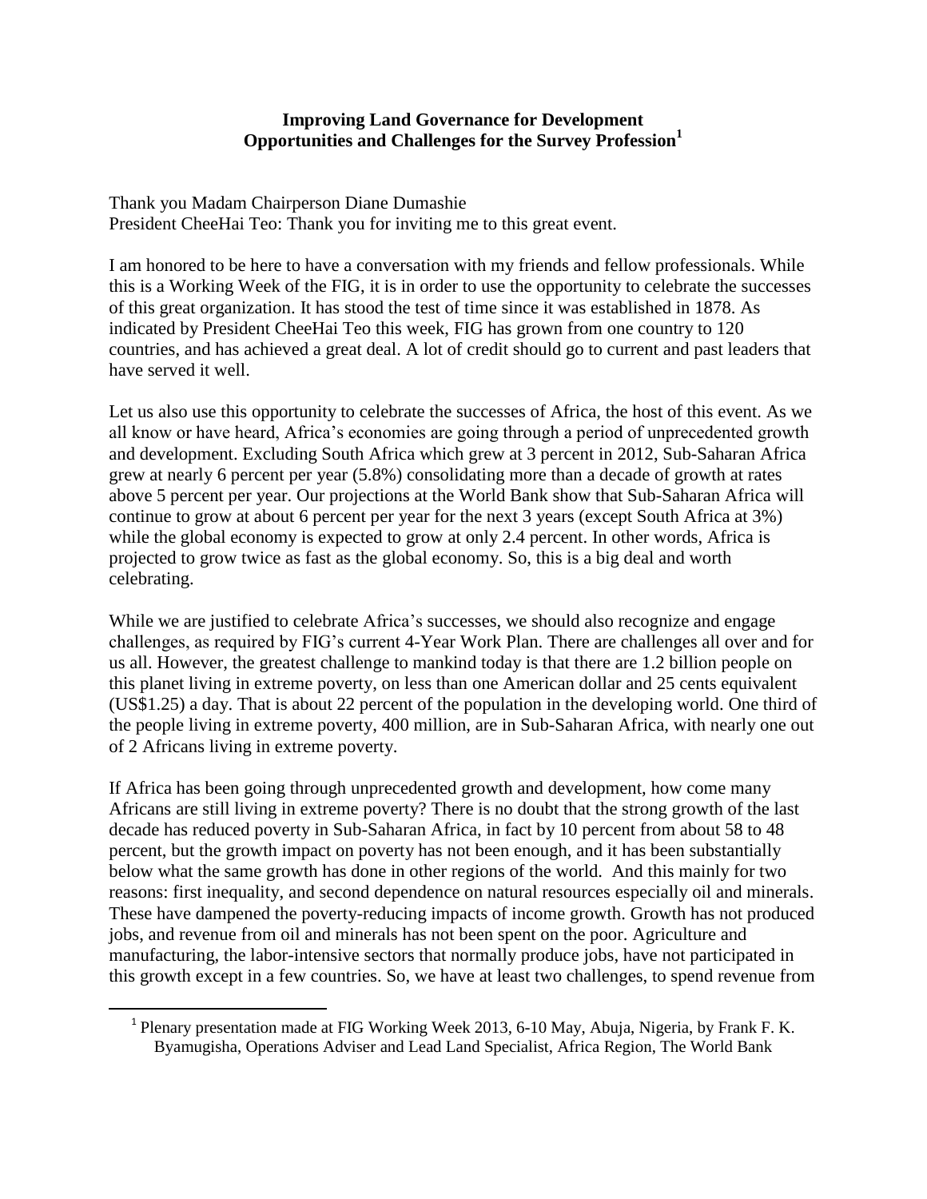# Improving Land Governance for Development
## Opportunities and Challenges for the Survey Profession[1]

Thank you Madam Chairperson Diane Dumashie
President CheeHai Teo: Thank you for inviting me to this great event.

I am honored to be here to have a conversation with my friends and fellow professionals. While this is a Working Week of the FIG, it is in order to use the opportunity to celebrate the successes of this great organization. It has stood the test of time since it was established in 1878. As indicated by President CheeHai Teo this week, FIG has grown from one country to 120 countries, and has achieved a great deal. A lot of credit should go to current and past leaders that have served it well.

Let us also use this opportunity to celebrate the successes of Africa, the host of this event. As we all know or have heard, Africa's economies are going through a period of unprecedented growth and development. Excluding South Africa which grew at 3 percent in 2012, Sub-Saharan Africa grew at nearly 6 percent per year (5.8%) consolidating more than a decade of growth at rates above 5 percent per year. Our projections at the World Bank show that Sub-Saharan Africa will continue to grow at about 6 percent per year for the next 3 years (except South Africa at 3%) while the global economy is expected to grow at only 2.4 percent. In other words, Africa is projected to grow twice as fast as the global economy. So, this is a big deal and worth celebrating.

While we are justified to celebrate Africa's successes, we should also recognize and engage challenges, as required by FIG's current 4-Year Work Plan. There are challenges all over and for us all. However, the greatest challenge to mankind today is that there are 1.2 billion people on this planet living in extreme poverty, on less than one American dollar and 25 cents equivalent (US$1.25) a day. That is about 22 percent of the population in the developing world. One third of the people living in extreme poverty, 400 million, are in Sub-Saharan Africa, with nearly one out of 2 Africans living in extreme poverty.

If Africa has been going through unprecedented growth and development, how come many Africans are still living in extreme poverty? There is no doubt that the strong growth of the last decade has reduced poverty in Sub-Saharan Africa, in fact by 10 percent from about 58 to 48 percent, but the growth impact on poverty has not been enough, and it has been substantially below what the same growth has done in other regions of the world. And this mainly for two reasons: first inequality, and second dependence on natural resources especially oil and minerals. These have dampened the poverty-reducing impacts of income growth. Growth has not produced jobs, and revenue from oil and minerals has not been spent on the poor. Agriculture and manufacturing, the labor-intensive sectors that normally produce jobs, have not participated in this growth except in a few countries. So, we have at least two challenges, to spend revenue from

[1] Plenary presentation made at FIG Working Week 2013, 6-10 May, Abuja, Nigeria, by Frank F. K. Byamugisha, Operations Adviser and Lead Land Specialist, Africa Region, The World Bank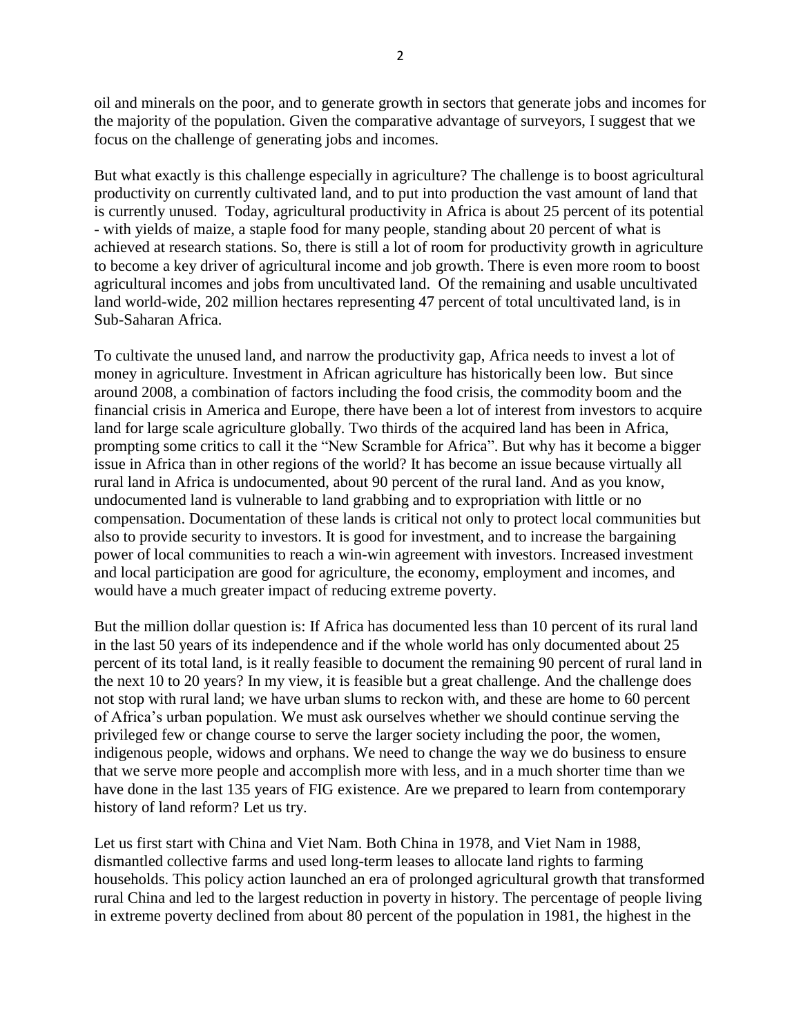oil and minerals on the poor, and to generate growth in sectors that generate jobs and incomes for the majority of the population. Given the comparative advantage of surveyors, I suggest that we focus on the challenge of generating jobs and incomes.

But what exactly is this challenge especially in agriculture? The challenge is to boost agricultural productivity on currently cultivated land, and to put into production the vast amount of land that is currently unused. Today, agricultural productivity in Africa is about 25 percent of its potential - with yields of maize, a staple food for many people, standing about 20 percent of what is achieved at research stations. So, there is still a lot of room for productivity growth in agriculture to become a key driver of agricultural income and job growth. There is even more room to boost agricultural incomes and jobs from uncultivated land. Of the remaining and usable uncultivated land world-wide, 202 million hectares representing 47 percent of total uncultivated land, is in Sub-Saharan Africa.

To cultivate the unused land, and narrow the productivity gap, Africa needs to invest a lot of money in agriculture. Investment in African agriculture has historically been low. But since around 2008, a combination of factors including the food crisis, the commodity boom and the financial crisis in America and Europe, there have been a lot of interest from investors to acquire land for large scale agriculture globally. Two thirds of the acquired land has been in Africa, prompting some critics to call it the "New Scramble for Africa". But why has it become a bigger issue in Africa than in other regions of the world? It has become an issue because virtually all rural land in Africa is undocumented, about 90 percent of the rural land. And as you know, undocumented land is vulnerable to land grabbing and to expropriation with little or no compensation. Documentation of these lands is critical not only to protect local communities but also to provide security to investors. It is good for investment, and to increase the bargaining power of local communities to reach a win-win agreement with investors. Increased investment and local participation are good for agriculture, the economy, employment and incomes, and would have a much greater impact of reducing extreme poverty.

But the million dollar question is: If Africa has documented less than 10 percent of its rural land in the last 50 years of its independence and if the whole world has only documented about 25 percent of its total land, is it really feasible to document the remaining 90 percent of rural land in the next 10 to 20 years? In my view, it is feasible but a great challenge. And the challenge does not stop with rural land; we have urban slums to reckon with, and these are home to 60 percent of Africa's urban population. We must ask ourselves whether we should continue serving the privileged few or change course to serve the larger society including the poor, the women, indigenous people, widows and orphans. We need to change the way we do business to ensure that we serve more people and accomplish more with less, and in a much shorter time than we have done in the last 135 years of FIG existence. Are we prepared to learn from contemporary history of land reform? Let us try.

Let us first start with China and Viet Nam. Both China in 1978, and Viet Nam in 1988, dismantled collective farms and used long-term leases to allocate land rights to farming households. This policy action launched an era of prolonged agricultural growth that transformed rural China and led to the largest reduction in poverty in history. The percentage of people living in extreme poverty declined from about 80 percent of the population in 1981, the highest in the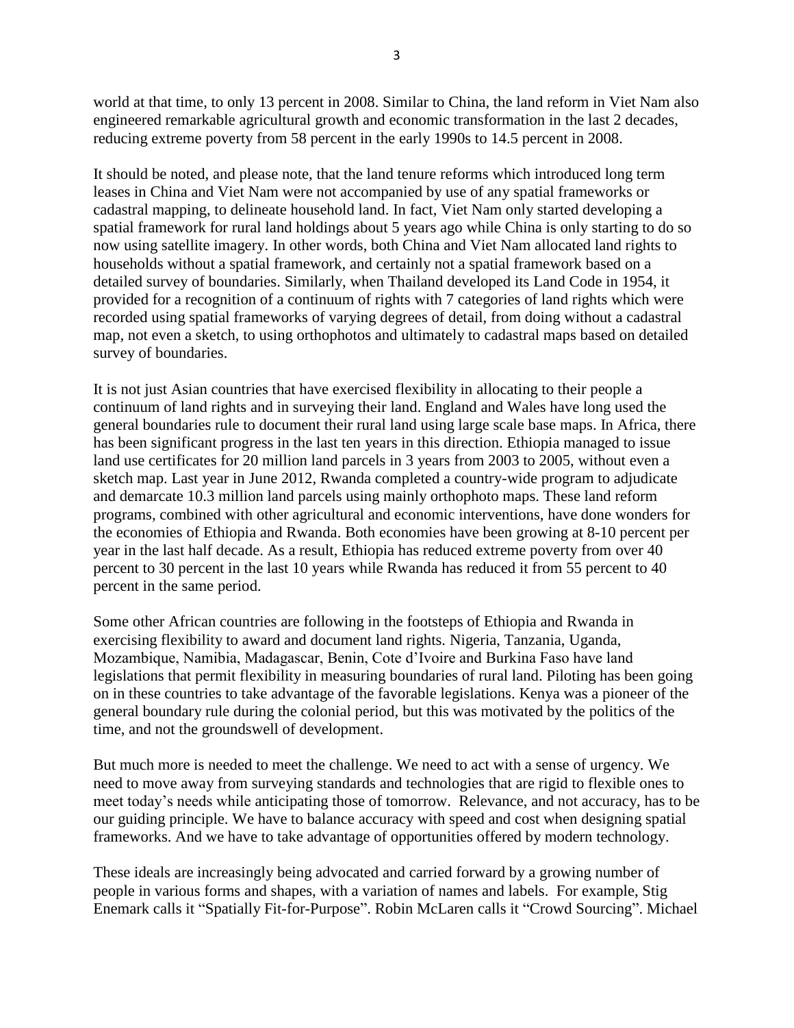world at that time, to only 13 percent in 2008. Similar to China, the land reform in Viet Nam also engineered remarkable agricultural growth and economic transformation in the last 2 decades, reducing extreme poverty from 58 percent in the early 1990s to 14.5 percent in 2008.

It should be noted, and please note, that the land tenure reforms which introduced long term leases in China and Viet Nam were not accompanied by use of any spatial frameworks or cadastral mapping, to delineate household land. In fact, Viet Nam only started developing a spatial framework for rural land holdings about 5 years ago while China is only starting to do so now using satellite imagery. In other words, both China and Viet Nam allocated land rights to households without a spatial framework, and certainly not a spatial framework based on a detailed survey of boundaries. Similarly, when Thailand developed its Land Code in 1954, it provided for a recognition of a continuum of rights with 7 categories of land rights which were recorded using spatial frameworks of varying degrees of detail, from doing without a cadastral map, not even a sketch, to using orthophotos and ultimately to cadastral maps based on detailed survey of boundaries.

It is not just Asian countries that have exercised flexibility in allocating to their people a continuum of land rights and in surveying their land. England and Wales have long used the general boundaries rule to document their rural land using large scale base maps. In Africa, there has been significant progress in the last ten years in this direction. Ethiopia managed to issue land use certificates for 20 million land parcels in 3 years from 2003 to 2005, without even a sketch map. Last year in June 2012, Rwanda completed a country-wide program to adjudicate and demarcate 10.3 million land parcels using mainly orthophoto maps. These land reform programs, combined with other agricultural and economic interventions, have done wonders for the economies of Ethiopia and Rwanda. Both economies have been growing at 8-10 percent per year in the last half decade. As a result, Ethiopia has reduced extreme poverty from over 40 percent to 30 percent in the last 10 years while Rwanda has reduced it from 55 percent to 40 percent in the same period.

Some other African countries are following in the footsteps of Ethiopia and Rwanda in exercising flexibility to award and document land rights. Nigeria, Tanzania, Uganda, Mozambique, Namibia, Madagascar, Benin, Cote d'Ivoire and Burkina Faso have land legislations that permit flexibility in measuring boundaries of rural land. Piloting has been going on in these countries to take advantage of the favorable legislations. Kenya was a pioneer of the general boundary rule during the colonial period, but this was motivated by the politics of the time, and not the groundswell of development.

But much more is needed to meet the challenge. We need to act with a sense of urgency. We need to move away from surveying standards and technologies that are rigid to flexible ones to meet today's needs while anticipating those of tomorrow. Relevance, and not accuracy, has to be our guiding principle. We have to balance accuracy with speed and cost when designing spatial frameworks. And we have to take advantage of opportunities offered by modern technology.

These ideals are increasingly being advocated and carried forward by a growing number of people in various forms and shapes, with a variation of names and labels. For example, Stig Enemark calls it "Spatially Fit-for-Purpose". Robin McLaren calls it "Crowd Sourcing". Michael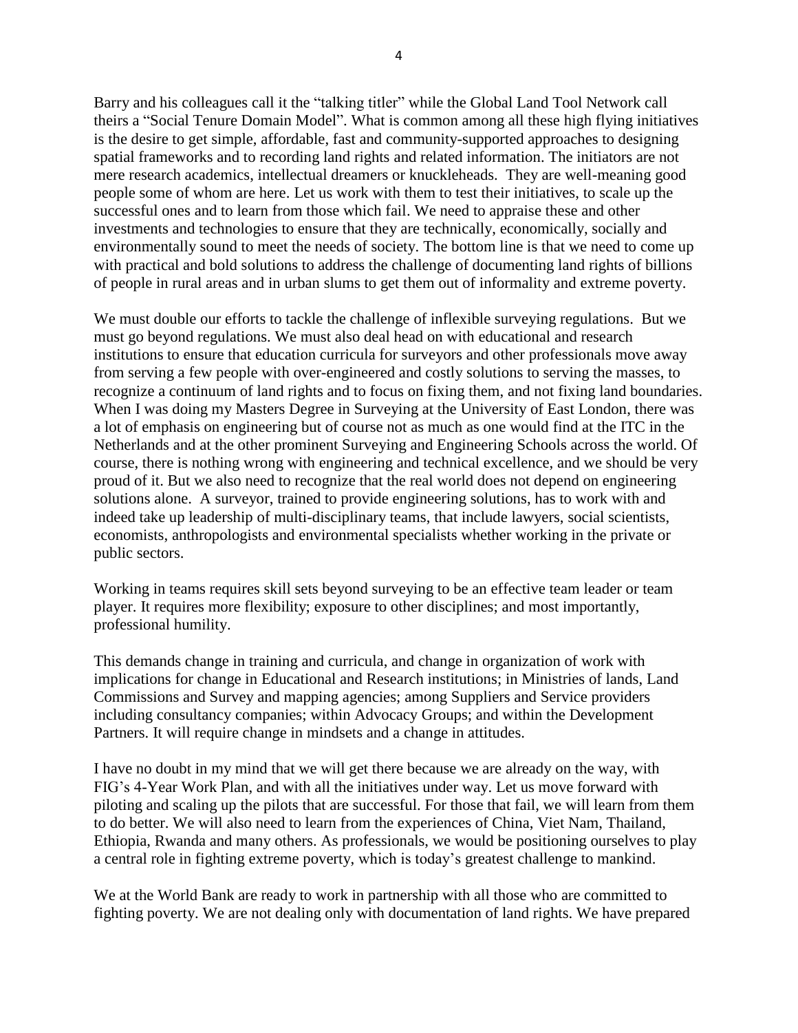Barry and his colleagues call it the "talking titler" while the Global Land Tool Network call theirs a "Social Tenure Domain Model". What is common among all these high flying initiatives is the desire to get simple, affordable, fast and community-supported approaches to designing spatial frameworks and to recording land rights and related information. The initiators are not mere research academics, intellectual dreamers or knuckleheads. They are well-meaning good people some of whom are here. Let us work with them to test their initiatives, to scale up the successful ones and to learn from those which fail. We need to appraise these and other investments and technologies to ensure that they are technically, economically, socially and environmentally sound to meet the needs of society. The bottom line is that we need to come up with practical and bold solutions to address the challenge of documenting land rights of billions of people in rural areas and in urban slums to get them out of informality and extreme poverty.

We must double our efforts to tackle the challenge of inflexible surveying regulations. But we must go beyond regulations. We must also deal head on with educational and research institutions to ensure that education curricula for surveyors and other professionals move away from serving a few people with over-engineered and costly solutions to serving the masses, to recognize a continuum of land rights and to focus on fixing them, and not fixing land boundaries. When I was doing my Masters Degree in Surveying at the University of East London, there was a lot of emphasis on engineering but of course not as much as one would find at the ITC in the Netherlands and at the other prominent Surveying and Engineering Schools across the world. Of course, there is nothing wrong with engineering and technical excellence, and we should be very proud of it. But we also need to recognize that the real world does not depend on engineering solutions alone. A surveyor, trained to provide engineering solutions, has to work with and indeed take up leadership of multi-disciplinary teams, that include lawyers, social scientists, economists, anthropologists and environmental specialists whether working in the private or public sectors.

Working in teams requires skill sets beyond surveying to be an effective team leader or team player. It requires more flexibility; exposure to other disciplines; and most importantly, professional humility.

This demands change in training and curricula, and change in organization of work with implications for change in Educational and Research institutions; in Ministries of lands, Land Commissions and Survey and mapping agencies; among Suppliers and Service providers including consultancy companies; within Advocacy Groups; and within the Development Partners. It will require change in mindsets and a change in attitudes.

I have no doubt in my mind that we will get there because we are already on the way, with FIG's 4-Year Work Plan, and with all the initiatives under way. Let us move forward with piloting and scaling up the pilots that are successful. For those that fail, we will learn from them to do better. We will also need to learn from the experiences of China, Viet Nam, Thailand, Ethiopia, Rwanda and many others. As professionals, we would be positioning ourselves to play a central role in fighting extreme poverty, which is today's greatest challenge to mankind.

We at the World Bank are ready to work in partnership with all those who are committed to fighting poverty. We are not dealing only with documentation of land rights. We have prepared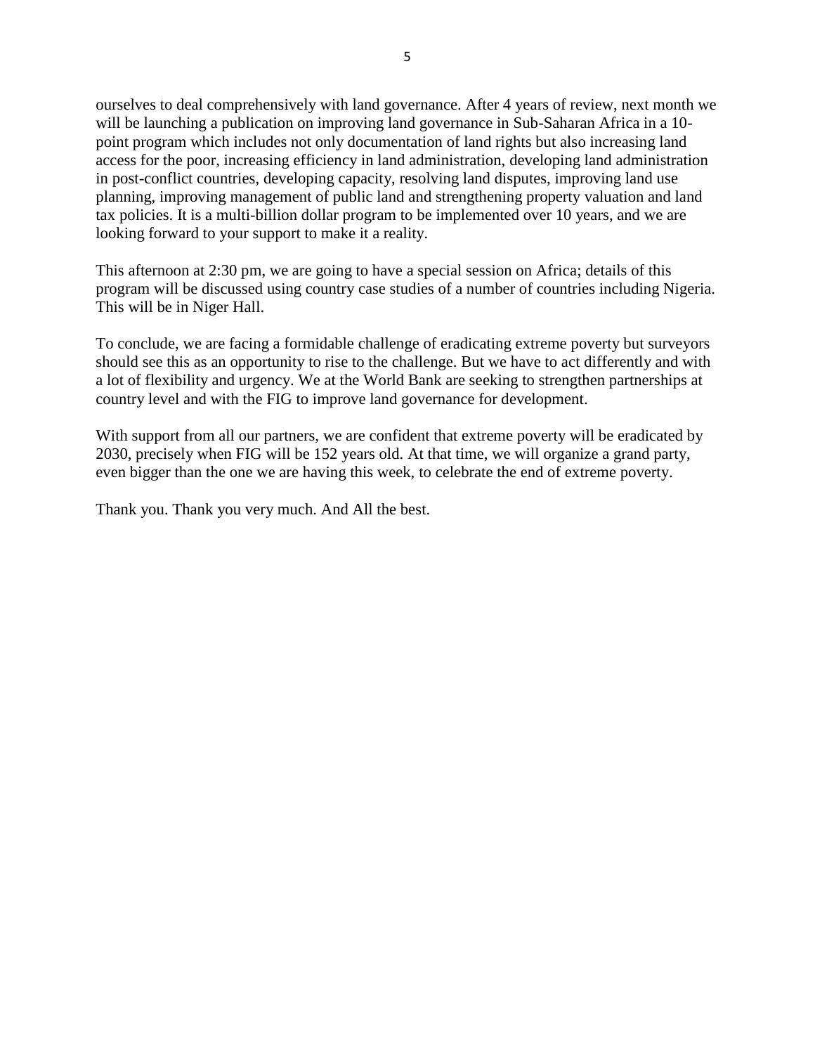ourselves to deal comprehensively with land governance. After 4 years of review, next month we will be launching a publication on improving land governance in Sub-Saharan Africa in a 10-point program which includes not only documentation of land rights but also increasing land access for the poor, increasing efficiency in land administration, developing land administration in post-conflict countries, developing capacity, resolving land disputes, improving land use planning, improving management of public land and strengthening property valuation and land tax policies. It is a multi-billion dollar program to be implemented over 10 years, and we are looking forward to your support to make it a reality.

This afternoon at 2:30 pm, we are going to have a special session on Africa; details of this program will be discussed using country case studies of a number of countries including Nigeria. This will be in Niger Hall.

To conclude, we are facing a formidable challenge of eradicating extreme poverty but surveyors should see this as an opportunity to rise to the challenge. But we have to act differently and with a lot of flexibility and urgency. We at the World Bank are seeking to strengthen partnerships at country level and with the FIG to improve land governance for development.

With support from all our partners, we are confident that extreme poverty will be eradicated by 2030, precisely when FIG will be 152 years old. At that time, we will organize a grand party, even bigger than the one we are having this week, to celebrate the end of extreme poverty.

Thank you. Thank you very much. And All the best.